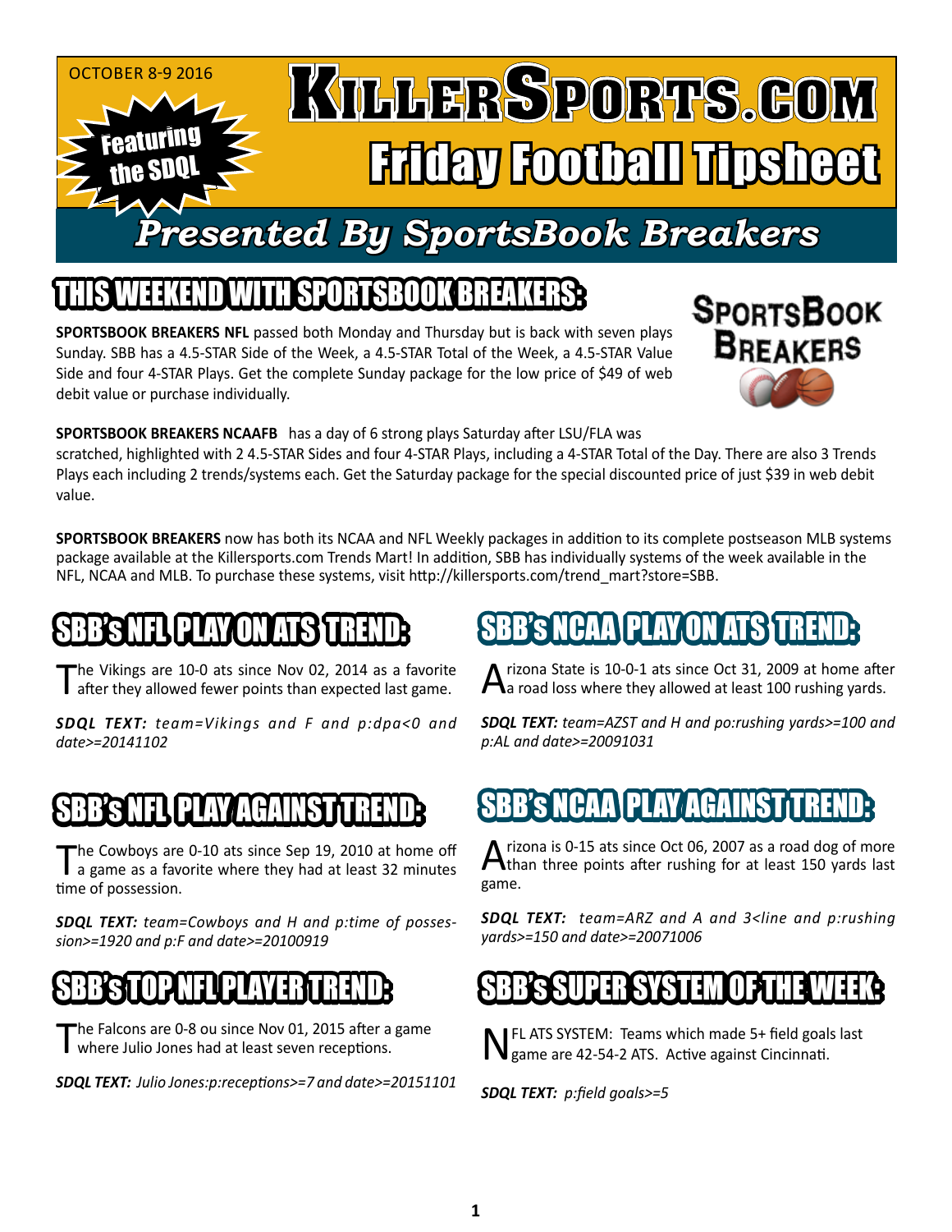OCTOBER 8-9 2016

Featuring the SDQL

# KillerSports.com Friday Football Tipsheet

## Presented By SportsBook Breakers

## THIS WEEKEND WITH SPORTSBOOK BREAKERS:

SportsBook Breakers

**SPORTSBOOK BREAKERS NFL** passed both Monday and Thursday but is back with seven plays Sunday. SBB has a 4.5-STAR Side of the Week, a 4.5-STAR Total of the Week, a 4.5-STAR Value Side and four 4-STAR Plays. Get the complete Sunday package for the low price of $49 of web debit value or purchase individually.

**SPORTSBOOK BREAKERS NCAAFB** has a day of 6 strong plays Saturday after LSU/FLA was scratched, highlighted with 2 4.5-STAR Sides and four 4-STAR Plays, including a 4-STAR Total of the Day. There are also 3 Trends Plays each including 2 trends/systems each. Get the Saturday package for the special discounted price of just $39 in web debit value.

**SPORTSBOOK BREAKERS** now has both its NCAA and NFL Weekly packages in addition to its complete postseason MLB systems package available at the Killersports.com Trends Mart! In addition, SBB has individually systems of the week available in the NFL, NCAA and MLB. To purchase these systems, visit http://killersports.com/trend_mart?store=SBB.

## SBB's NFL PLAY ON ATS TREND:

The Vikings are 10-0 ats since Nov 02, 2014 as a favorite after they allowed fewer points than expected last game.

***SDQL TEXT:*** *team=Vikings and F and p:dpa<0 and date>=20141102*

## SBB's NFL PLAY AGAINST TREND:

The Cowboys are 0-10 ats since Sep 19, 2010 at home off a game as a favorite where they had at least 32 minutes time of possession.

***SDQL TEXT:*** *team=Cowboys and H and p:time of possession>=1920 and p:F and date>=20100919*

## SBB's TOP NFL PLAYER TREND:

The Falcons are 0-8 ou since Nov 01, 2015 after a game where Julio Jones had at least seven receptions.

***SDQL TEXT:*** *Julio Jones:p:receptions>=7 and date>=20151101*

## SBB's NCAA PLAY ON ATS TREND:

Arizona State is 10-0-1 ats since Oct 31, 2009 at home after a road loss where they allowed at least 100 rushing yards.

***SDQL TEXT:*** *team=AZST and H and po:rushing yards>=100 and p:AL and date>=20091031*

## SBB's NCAA PLAY AGAINST TREND:

Arizona is 0-15 ats since Oct 06, 2007 as a road dog of more than three points after rushing for at least 150 yards last game.

***SDQL TEXT:*** *team=ARZ and A and 3<line and p:rushing yards>=150 and date>=20071006*

## SBB's SUPER SYSTEM OF THE WEEK:

NFL ATS SYSTEM: Teams which made 5+ field goals last game are 42-54-2 ATS. Active against Cincinnati.

***SDQL TEXT:*** *p:field goals>=5*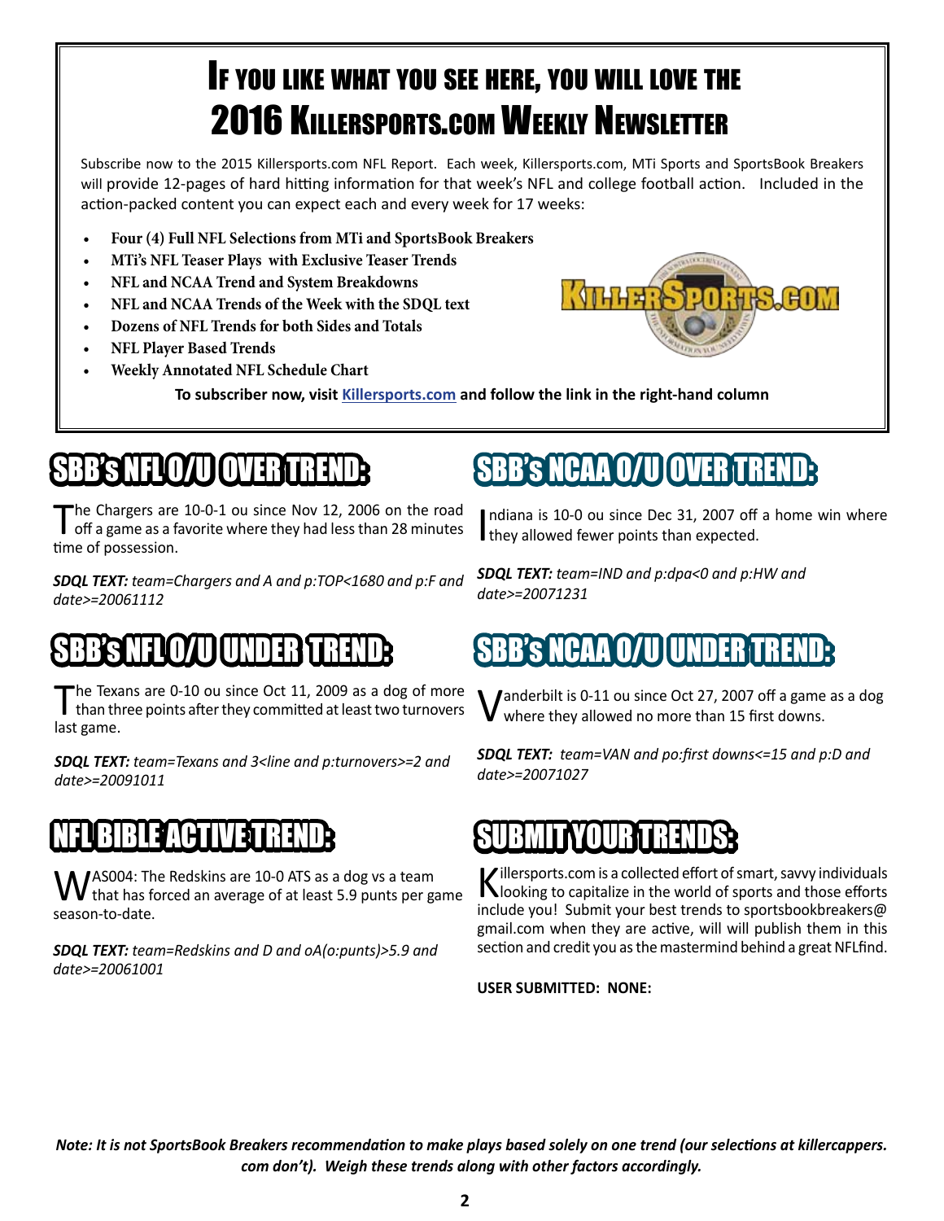# If you like what you see here, you will love the 2016 Killersports.com Weekly Newsletter

Subscribe now to the 2015 Killersports.com NFL Report. Each week, Killersports.com, MTi Sports and SportsBook Breakers will provide 12-pages of hard hitting information for that week's NFL and college football action. Included in the action-packed content you can expect each and every week for 17 weeks:

- **Four (4) Full NFL Selections from MTi and SportsBook Breakers**
- **MTi's NFL Teaser Plays with Exclusive Teaser Trends**
- **NFL and NCAA Trend and System Breakdowns**
- **NFL and NCAA Trends of the Week with the SDQL text**
- **Dozens of NFL Trends for both Sides and Totals**
- **NFL Player Based Trends**
- **Weekly Annotated NFL Schedule Chart**

**To subscriber now, visit Killersports.com and follow the link in the right-hand column**

## SBB's NFL O/U OVER TREND:

The Chargers are 10-0-1 ou since Nov 12, 2006 on the road off a game as a favorite where they had less than 28 minutes time of possession.

***SDQL TEXT:*** *team=Chargers and A and p:TOP<1680 and p:F and date>=20061112*

## SBB's NFL O/U UNDER TREND:

The Texans are 0-10 ou since Oct 11, 2009 as a dog of more than three points after they committed at least two turnovers last game.

***SDQL TEXT:*** *team=Texans and 3<line and p:turnovers>=2 and date>=20091011*

## NFL BIBLE ACTIVE TREND:

WAS004: The Redskins are 10-0 ATS as a dog vs a team that has forced an average of at least 5.9 punts per game season-to-date.

***SDQL TEXT:*** *team=Redskins and D and oA(o:punts)>5.9 and date>=20061001*

## SBB's NCAA O/U OVER TREND:

Indiana is 10-0 ou since Dec 31, 2007 off a home win where they allowed fewer points than expected.

***SDQL TEXT:*** *team=IND and p:dpa<0 and p:HW and date>=20071231*

## SBB's NCAA O/U UNDER TREND:

Vanderbilt is 0-11 ou since Oct 27, 2007 off a game as a dog where they allowed no more than 15 first downs.

***SDQL TEXT:*** *team=VAN and po:first downs<=15 and p:D and date>=20071027*

## SUBMIT YOUR TRENDS:

Killersports.com is a collected effort of smart, savvy individuals looking to capitalize in the world of sports and those efforts include you! Submit your best trends to sportsbookbreakers@gmail.com when they are active, will will publish them in this section and credit you as the mastermind behind a great NFLfind.

**USER SUBMITTED: NONE:**

***Note: It is not SportsBook Breakers recommendation to make plays based solely on one trend (our selections at killercappers.com don't). Weigh these trends along with other factors accordingly.***